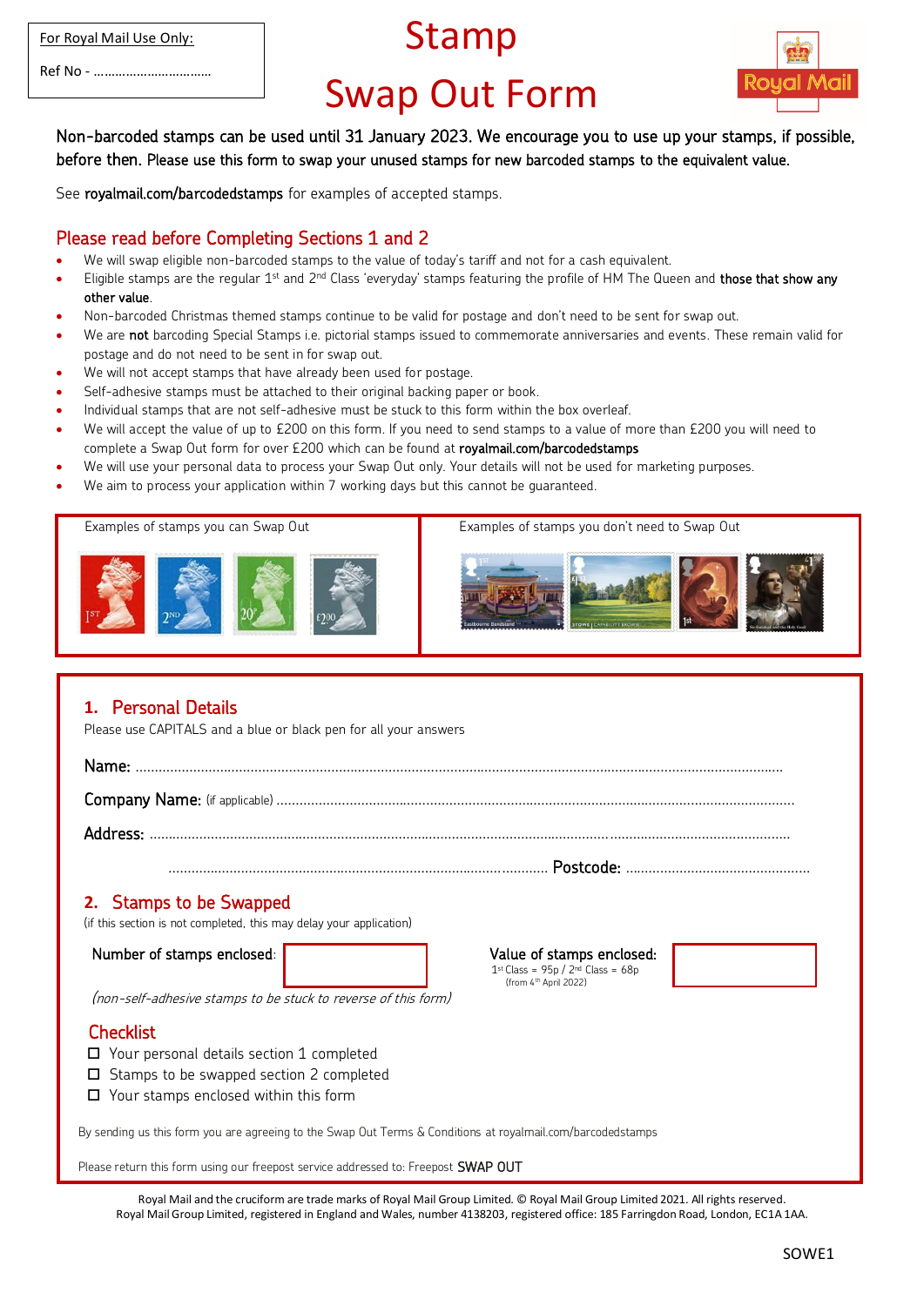For Royal Mail Use Only:

Ref No - ……………………………

# Stamp Swap Out Form

Royal Mail

**Non-barcoded stamps can be used until 31 January 2023. We encourage you to use up your stamps, if possible, before then.** Please use this form to swap your unused stamps for new barcoded stamps to the equivalent value.

See **royalmail.com/barcodedstamps** for examples of accepted stamps.

## Please read before Completing Sections 1 and 2

- We will swap eligible non-barcoded stamps to the value of today's tariff and not for a cash equivalent.
- Eligible stamps are the regular 1st and 2nd Class 'everyday' stamps featuring the profile of HM The Queen and **those that show any other value**.
- Non-barcoded Christmas themed stamps continue to be valid for postage and don't need to be sent for swap out.
- We are **not** barcoding Special Stamps i.e. pictorial stamps issued to commemorate anniversaries and events. These remain valid for postage and do not need to be sent in for swap out.
- We will not accept stamps that have already been used for postage.
- Self-adhesive stamps must be attached to their original backing paper or book.
- Individual stamps that are not self-adhesive must be stuck to this form within the box overleaf.
- We will accept the value of up to £200 on this form. If you need to send stamps to a value of more than £200 you will need to complete a Swap Out form for over £200 which can be found at **royalmail.com/barcodedstamps**
- We will use your personal data to process your Swap Out only. Your details will not be used for marketing purposes.
- We aim to process your application within 7 working days but this cannot be guaranteed.

| Examples of stamps you can Swap Out | Examples of stamps you don't need to Swap Out |
|---|---|
| | |

## 1. Personal Details

Please use CAPITALS and a blue or black pen for all your answers

**Name:** ……………………………………………………………………………………………………

**Company Name:** (if applicable) ……………………………………………………………………………

**Address:** ……………………………………………………………………………………………………

……………………………………………………………………… **Postcode:** ……………………………

## 2. Stamps to be Swapped

(if this section is not completed, this may delay your application)

**Number of stamps enclosed:** [ ]

*(non-self-adhesive stamps to be stuck to reverse of this form)*

**Value of stamps enclosed:** [ ]

1st Class = 95p / 2nd Class = 68p (from 4th April 2022)

### Checklist

- ☐ Your personal details section 1 completed
- ☐ Stamps to be swapped section 2 completed
- ☐ Your stamps enclosed within this form

By sending us this form you are agreeing to the Swap Out Terms & Conditions at royalmail.com/barcodedstamps

Please return this form using our freepost service addressed to: Freepost **SWAP OUT**

Royal Mail and the cruciform are trade marks of Royal Mail Group Limited. © Royal Mail Group Limited 2021. All rights reserved.
Royal Mail Group Limited, registered in England and Wales, number 4138203, registered office: 185 Farringdon Road, London, EC1A 1AA.

SOWE1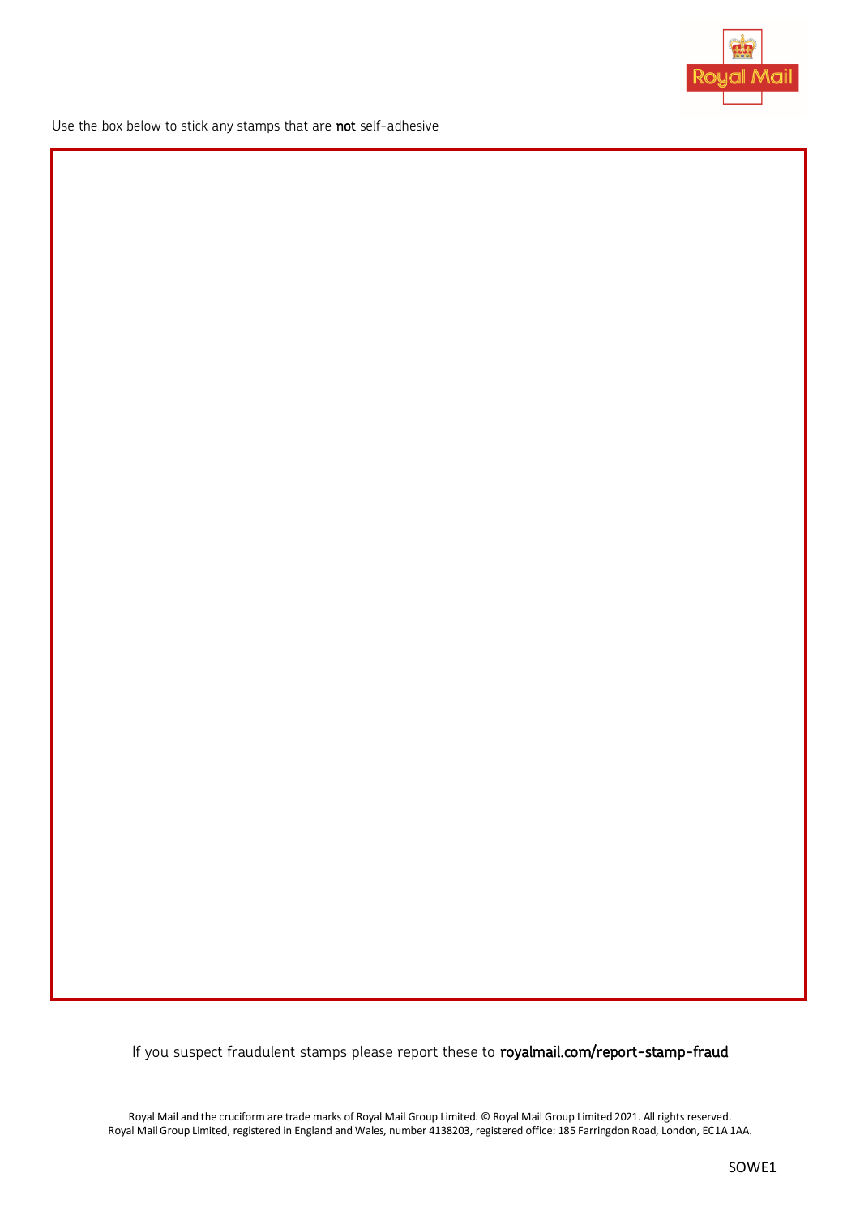Use the box below to stick any stamps that are **not** self-adhesive

If you suspect fraudulent stamps please report these to **royalmail.com/report-stamp-fraud**

Royal Mail and the cruciform are trade marks of Royal Mail Group Limited. © Royal Mail Group Limited 2021. All rights reserved.
Royal Mail Group Limited, registered in England and Wales, number 4138203, registered office: 185 Farringdon Road, London, EC1A 1AA.

SOWE1